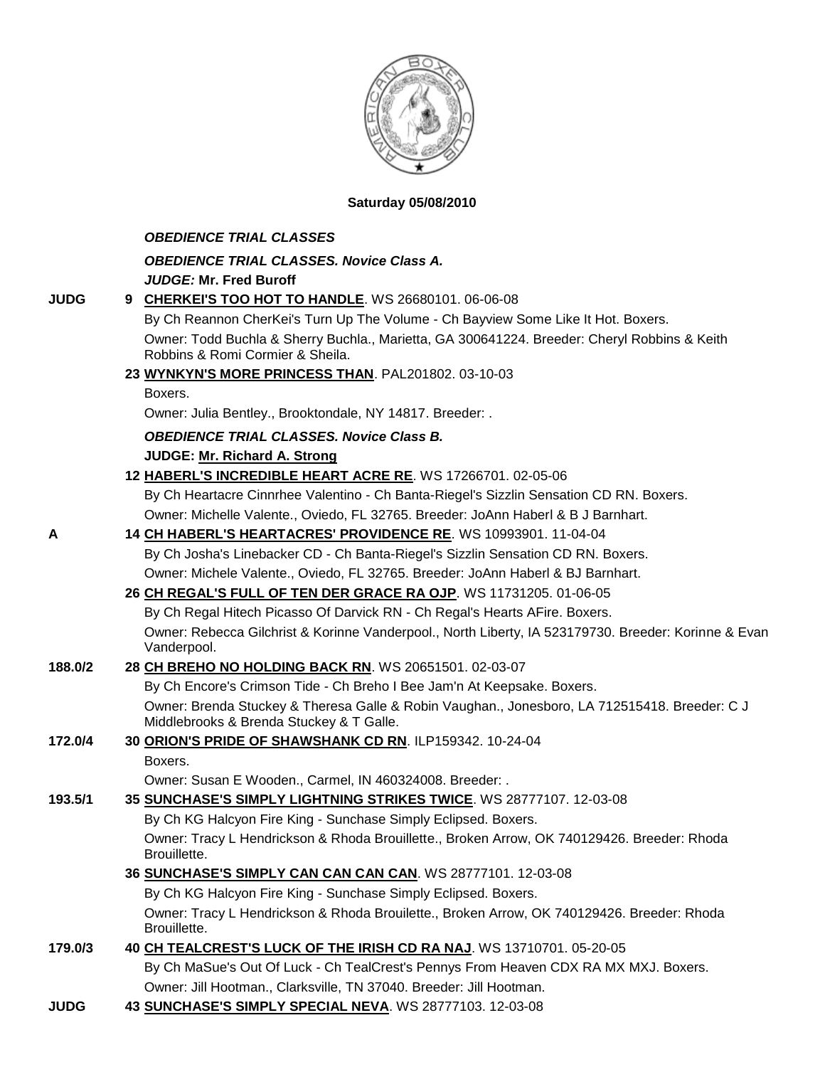**Saturday 05/08/2010**

***OBEDIENCE TRIAL CLASSES***

***OBEDIENCE TRIAL CLASSES. Novice Class A.***

***JUDGE:*** **Mr. Fred Buroff**

**JUDG** **9 CHERKEI'S TOO HOT TO HANDLE**. WS 26680101. 06-06-08
By Ch Reannon CherKei's Turn Up The Volume - Ch Bayview Some Like It Hot. Boxers.
Owner: Todd Buchla & Sherry Buchla., Marietta, GA 300641224. Breeder: Cheryl Robbins & Keith Robbins & Romi Cormier & Sheila.

**23 WYNKYN'S MORE PRINCESS THAN**. PAL201802. 03-10-03
Boxers.
Owner: Julia Bentley., Brooktondale, NY 14817. Breeder: .

***OBEDIENCE TRIAL CLASSES. Novice Class B.***

**JUDGE: Mr. Richard A. Strong**

**12 HABERL'S INCREDIBLE HEART ACRE RE**. WS 17266701. 02-05-06
By Ch Heartacre Cinnrhee Valentino - Ch Banta-Riegel's Sizzlin Sensation CD RN. Boxers.
Owner: Michelle Valente., Oviedo, FL 32765. Breeder: JoAnn Haberl & B J Barnhart.

**A** **14 CH HABERL'S HEARTACRES' PROVIDENCE RE**. WS 10993901. 11-04-04
By Ch Josha's Linebacker CD - Ch Banta-Riegel's Sizzlin Sensation CD RN. Boxers.
Owner: Michele Valente., Oviedo, FL 32765. Breeder: JoAnn Haberl & BJ Barnhart.

**26 CH REGAL'S FULL OF TEN DER GRACE RA OJP**. WS 11731205. 01-06-05
By Ch Regal Hitech Picasso Of Darvick RN - Ch Regal's Hearts AFire. Boxers.
Owner: Rebecca Gilchrist & Korinne Vanderpool., North Liberty, IA 523179730. Breeder: Korinne & Evan Vanderpool.

**188.0/2** **28 CH BREHO NO HOLDING BACK RN**. WS 20651501. 02-03-07
By Ch Encore's Crimson Tide - Ch Breho I Bee Jam'n At Keepsake. Boxers.
Owner: Brenda Stuckey & Theresa Galle & Robin Vaughan., Jonesboro, LA 712515418. Breeder: C J Middlebrooks & Brenda Stuckey & T Galle.

**172.0/4** **30 ORION'S PRIDE OF SHAWSHANK CD RN**. ILP159342. 10-24-04
Boxers.
Owner: Susan E Wooden., Carmel, IN 460324008. Breeder: .

**193.5/1** **35 SUNCHASE'S SIMPLY LIGHTNING STRIKES TWICE**. WS 28777107. 12-03-08
By Ch KG Halcyon Fire King - Sunchase Simply Eclipsed. Boxers.
Owner: Tracy L Hendrickson & Rhoda Brouillette., Broken Arrow, OK 740129426. Breeder: Rhoda Brouillette.

**36 SUNCHASE'S SIMPLY CAN CAN CAN CAN**. WS 28777101. 12-03-08
By Ch KG Halcyon Fire King - Sunchase Simply Eclipsed. Boxers.
Owner: Tracy L Hendrickson & Rhoda Brouilette., Broken Arrow, OK 740129426. Breeder: Rhoda Brouillette.

**179.0/3** **40 CH TEALCREST'S LUCK OF THE IRISH CD RA NAJ**. WS 13710701. 05-20-05
By Ch MaSue's Out Of Luck - Ch TealCrest's Pennys From Heaven CDX RA MX MXJ. Boxers.
Owner: Jill Hootman., Clarksville, TN 37040. Breeder: Jill Hootman.

**JUDG** **43 SUNCHASE'S SIMPLY SPECIAL NEVA**. WS 28777103. 12-03-08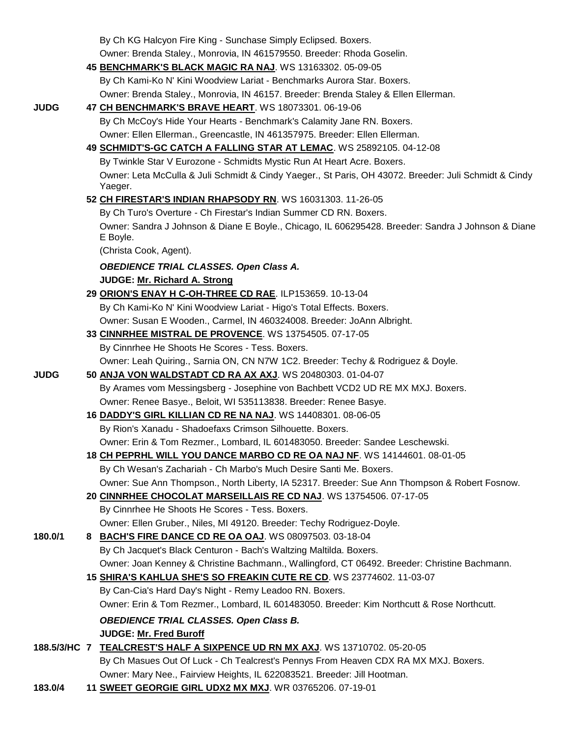By Ch KG Halcyon Fire King - Sunchase Simply Eclipsed. Boxers.
Owner: Brenda Staley., Monrovia, IN 461579550. Breeder: Rhoda Goselin.

45 **BENCHMARK'S BLACK MAGIC RA NAJ**. WS 13163302. 05-09-05
By Ch Kami-Ko N' Kini Woodview Lariat - Benchmarks Aurora Star. Boxers.
Owner: Brenda Staley., Monrovia, IN 46157. Breeder: Brenda Staley & Ellen Ellerman.

**JUDG** 47 **CH BENCHMARK'S BRAVE HEART**. WS 18073301. 06-19-06
By Ch McCoy's Hide Your Hearts - Benchmark's Calamity Jane RN. Boxers.
Owner: Ellen Ellerman., Greencastle, IN 461357975. Breeder: Ellen Ellerman.

49 **SCHMIDT'S-GC CATCH A FALLING STAR AT LEMAC**. WS 25892105. 04-12-08
By Twinkle Star V Eurozone - Schmidts Mystic Run At Heart Acre. Boxers.
Owner: Leta McCulla & Juli Schmidt & Cindy Yaeger., St Paris, OH 43072. Breeder: Juli Schmidt & Cindy Yaeger.

52 **CH FIRESTAR'S INDIAN RHAPSODY RN**. WS 16031303. 11-26-05
By Ch Turo's Overture - Ch Firestar's Indian Summer CD RN. Boxers.
Owner: Sandra J Johnson & Diane E Boyle., Chicago, IL 606295428. Breeder: Sandra J Johnson & Diane E Boyle.
(Christa Cook, Agent).

***OBEDIENCE TRIAL CLASSES. Open Class A.***

**JUDGE: Mr. Richard A. Strong**

29 **ORION'S ENAY H C-OH-THREE CD RAE**. ILP153659. 10-13-04
By Ch Kami-Ko N' Kini Woodview Lariat - Higo's Total Effects. Boxers.
Owner: Susan E Wooden., Carmel, IN 460324008. Breeder: JoAnn Albright.

33 **CINNRHEE MISTRAL DE PROVENCE**. WS 13754505. 07-17-05
By Cinnrhee He Shoots He Scores - Tess. Boxers.
Owner: Leah Quiring., Sarnia ON, CN N7W 1C2. Breeder: Techy & Rodriguez & Doyle.

**JUDG** 50 **ANJA VON WALDSTADT CD RA AX AXJ**. WS 20480303. 01-04-07
By Arames vom Messingsberg - Josephine von Bachbett VCD2 UD RE MX MXJ. Boxers.
Owner: Renee Basye., Beloit, WI 535113838. Breeder: Renee Basye.

16 **DADDY'S GIRL KILLIAN CD RE NA NAJ**. WS 14408301. 08-06-05
By Rion's Xanadu - Shadoefaxs Crimson Silhouette. Boxers.
Owner: Erin & Tom Rezmer., Lombard, IL 601483050. Breeder: Sandee Leschewski.

18 **CH PEPRHL WILL YOU DANCE MARBO CD RE OA NAJ NF**. WS 14144601. 08-01-05
By Ch Wesan's Zachariah - Ch Marbo's Much Desire Santi Me. Boxers.
Owner: Sue Ann Thompson., North Liberty, IA 52317. Breeder: Sue Ann Thompson & Robert Fosnow.

20 **CINNRHEE CHOCOLAT MARSEILLAIS RE CD NAJ**. WS 13754506. 07-17-05
By Cinnrhee He Shoots He Scores - Tess. Boxers.
Owner: Ellen Gruber., Niles, MI 49120. Breeder: Techy Rodriguez-Doyle.

**180.0/1** 8 **BACH'S FIRE DANCE CD RE OA OAJ**. WS 08097503. 03-18-04
By Ch Jacquet's Black Centuron - Bach's Waltzing Maltilda. Boxers.
Owner: Joan Kenney & Christine Bachmann., Wallingford, CT 06492. Breeder: Christine Bachmann.

15 **SHIRA'S KAHLUA SHE'S SO FREAKIN CUTE RE CD**. WS 23774602. 11-03-07
By Can-Cia's Hard Day's Night - Remy Leadoo RN. Boxers.
Owner: Erin & Tom Rezmer., Lombard, IL 601483050. Breeder: Kim Northcutt & Rose Northcutt.

***OBEDIENCE TRIAL CLASSES. Open Class B.***

**JUDGE: Mr. Fred Buroff**

**188.5/3/HC** 7 **TEALCREST'S HALF A SIXPENCE UD RN MX AXJ**. WS 13710702. 05-20-05
By Ch Masues Out Of Luck - Ch Tealcrest's Pennys From Heaven CDX RA MX MXJ. Boxers.
Owner: Mary Nee., Fairview Heights, IL 622083521. Breeder: Jill Hootman.

**183.0/4** 11 **SWEET GEORGIE GIRL UDX2 MX MXJ**. WR 03765206. 07-19-01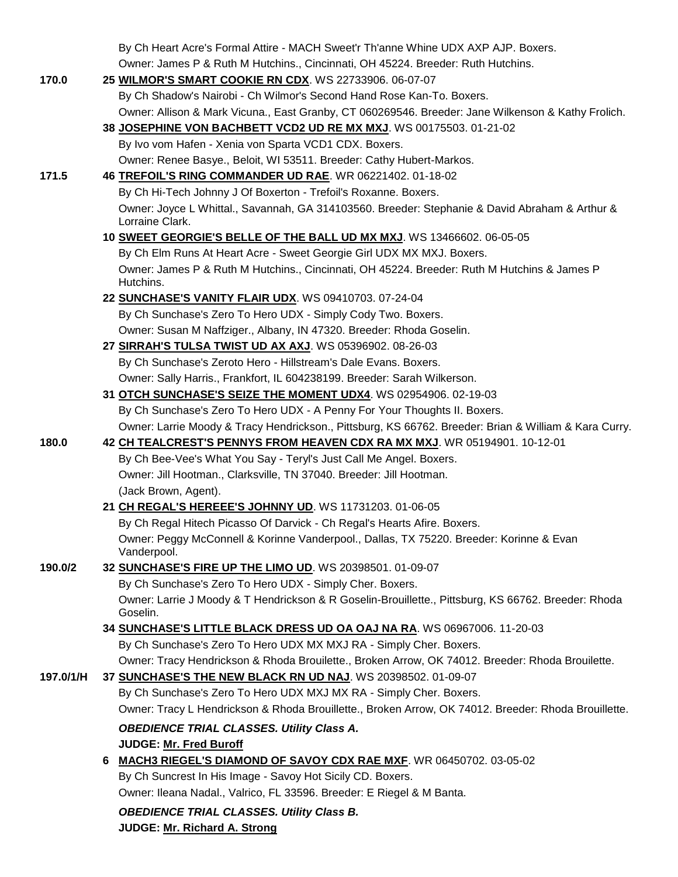By Ch Heart Acre's Formal Attire - MACH Sweet'r Th'anne Whine UDX AXP AJP. Boxers.
Owner: James P & Ruth M Hutchins., Cincinnati, OH 45224. Breeder: Ruth Hutchins.

**170.0** 25 **WILMOR'S SMART COOKIE RN CDX**. WS 22733906. 06-07-07
By Ch Shadow's Nairobi - Ch Wilmor's Second Hand Rose Kan-To. Boxers.
Owner: Allison & Mark Vicuna., East Granby, CT 060269546. Breeder: Jane Wilkenson & Kathy Frolich.

38 **JOSEPHINE VON BACHBETT VCD2 UD RE MX MXJ**. WS 00175503. 01-21-02
By Ivo vom Hafen - Xenia von Sparta VCD1 CDX. Boxers.
Owner: Renee Basye., Beloit, WI 53511. Breeder: Cathy Hubert-Markos.

**171.5** 46 **TREFOIL'S RING COMMANDER UD RAE**. WR 06221402. 01-18-02
By Ch Hi-Tech Johnny J Of Boxerton - Trefoil's Roxanne. Boxers.
Owner: Joyce L Whittal., Savannah, GA 314103560. Breeder: Stephanie & David Abraham & Arthur & Lorraine Clark.

10 **SWEET GEORGIE'S BELLE OF THE BALL UD MX MXJ**. WS 13466602. 06-05-05
By Ch Elm Runs At Heart Acre - Sweet Georgie Girl UDX MX MXJ. Boxers.
Owner: James P & Ruth M Hutchins., Cincinnati, OH 45224. Breeder: Ruth M Hutchins & James P Hutchins.

22 **SUNCHASE'S VANITY FLAIR UDX**. WS 09410703. 07-24-04
By Ch Sunchase's Zero To Hero UDX - Simply Cody Two. Boxers.
Owner: Susan M Naffziger., Albany, IN 47320. Breeder: Rhoda Goselin.

27 **SIRRAH'S TULSA TWIST UD AX AXJ**. WS 05396902. 08-26-03
By Ch Sunchase's Zeroto Hero - Hillstream's Dale Evans. Boxers.
Owner: Sally Harris., Frankfort, IL 604238199. Breeder: Sarah Wilkerson.

31 **OTCH SUNCHASE'S SEIZE THE MOMENT UDX4**. WS 02954906. 02-19-03
By Ch Sunchase's Zero To Hero UDX - A Penny For Your Thoughts II. Boxers.
Owner: Larrie Moody & Tracy Hendrickson., Pittsburg, KS 66762. Breeder: Brian & William & Kara Curry.

**180.0** 42 **CH TEALCREST'S PENNYS FROM HEAVEN CDX RA MX MXJ**. WR 05194901. 10-12-01
By Ch Bee-Vee's What You Say - Teryl's Just Call Me Angel. Boxers.
Owner: Jill Hootman., Clarksville, TN 37040. Breeder: Jill Hootman.
(Jack Brown, Agent).

21 **CH REGAL'S HEREEE'S JOHNNY UD**. WS 11731203. 01-06-05
By Ch Regal Hitech Picasso Of Darvick - Ch Regal's Hearts Afire. Boxers.
Owner: Peggy McConnell & Korinne Vanderpool., Dallas, TX 75220. Breeder: Korinne & Evan Vanderpool.

**190.0/2** 32 **SUNCHASE'S FIRE UP THE LIMO UD**. WS 20398501. 01-09-07
By Ch Sunchase's Zero To Hero UDX - Simply Cher. Boxers.
Owner: Larrie J Moody & T Hendrickson & R Goselin-Brouillette., Pittsburg, KS 66762. Breeder: Rhoda Goselin.

34 **SUNCHASE'S LITTLE BLACK DRESS UD OA OAJ NA RA**. WS 06967006. 11-20-03
By Ch Sunchase's Zero To Hero UDX MX MXJ RA - Simply Cher. Boxers.
Owner: Tracy Hendrickson & Rhoda Brouilette., Broken Arrow, OK 74012. Breeder: Rhoda Brouilette.

**197.0/1/H** 37 **SUNCHASE'S THE NEW BLACK RN UD NAJ**. WS 20398502. 01-09-07
By Ch Sunchase's Zero To Hero UDX MXJ MX RA - Simply Cher. Boxers.
Owner: Tracy L Hendrickson & Rhoda Brouillette., Broken Arrow, OK 74012. Breeder: Rhoda Brouillette.

***OBEDIENCE TRIAL CLASSES. Utility Class A.***

**JUDGE: Mr. Fred Buroff**

6 **MACH3 RIEGEL'S DIAMOND OF SAVOY CDX RAE MXF**. WR 06450702. 03-05-02
By Ch Suncrest In His Image - Savoy Hot Sicily CD. Boxers.
Owner: Ileana Nadal., Valrico, FL 33596. Breeder: E Riegel & M Banta.

***OBEDIENCE TRIAL CLASSES. Utility Class B.***

**JUDGE: Mr. Richard A. Strong**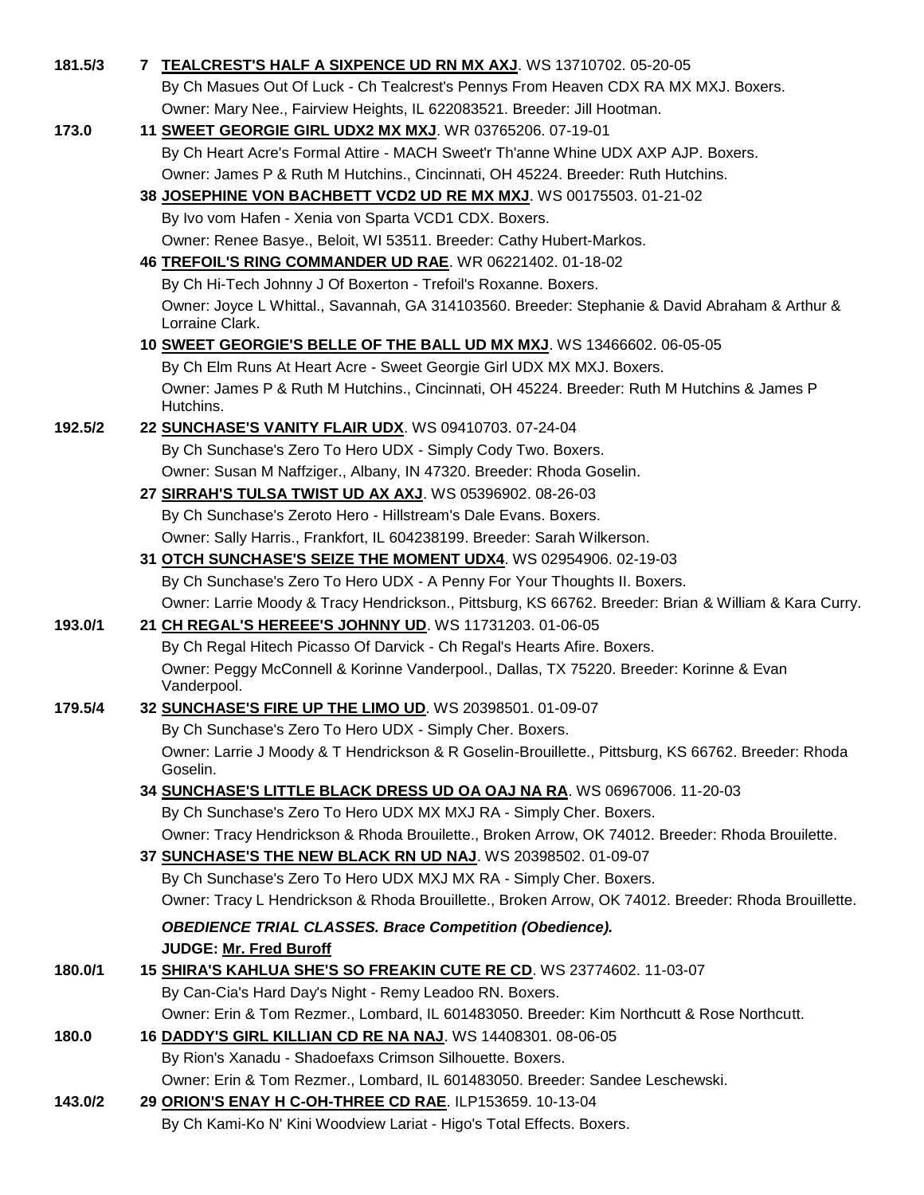**181.5/3** 7 **TEALCREST'S HALF A SIXPENCE UD RN MX AXJ**. WS 13710702. 05-20-05
By Ch Masues Out Of Luck - Ch Tealcrest's Pennys From Heaven CDX RA MX MXJ. Boxers.
Owner: Mary Nee., Fairview Heights, IL 622083521. Breeder: Jill Hootman.

**173.0** 11 **SWEET GEORGIE GIRL UDX2 MX MXJ**. WR 03765206. 07-19-01
By Ch Heart Acre's Formal Attire - MACH Sweet'r Th'anne Whine UDX AXP AJP. Boxers.
Owner: James P & Ruth M Hutchins., Cincinnati, OH 45224. Breeder: Ruth Hutchins.

38 **JOSEPHINE VON BACHBETT VCD2 UD RE MX MXJ**. WS 00175503. 01-21-02
By Ivo vom Hafen - Xenia von Sparta VCD1 CDX. Boxers.
Owner: Renee Basye., Beloit, WI 53511. Breeder: Cathy Hubert-Markos.

46 **TREFOIL'S RING COMMANDER UD RAE**. WR 06221402. 01-18-02
By Ch Hi-Tech Johnny J Of Boxerton - Trefoil's Roxanne. Boxers.
Owner: Joyce L Whittal., Savannah, GA 314103560. Breeder: Stephanie & David Abraham & Arthur & Lorraine Clark.

10 **SWEET GEORGIE'S BELLE OF THE BALL UD MX MXJ**. WS 13466602. 06-05-05
By Ch Elm Runs At Heart Acre - Sweet Georgie Girl UDX MX MXJ. Boxers.
Owner: James P & Ruth M Hutchins., Cincinnati, OH 45224. Breeder: Ruth M Hutchins & James P Hutchins.

**192.5/2** 22 **SUNCHASE'S VANITY FLAIR UDX**. WS 09410703. 07-24-04
By Ch Sunchase's Zero To Hero UDX - Simply Cody Two. Boxers.
Owner: Susan M Naffziger., Albany, IN 47320. Breeder: Rhoda Goselin.

27 **SIRRAH'S TULSA TWIST UD AX AXJ**. WS 05396902. 08-26-03
By Ch Sunchase's Zeroto Hero - Hillstream's Dale Evans. Boxers.
Owner: Sally Harris., Frankfort, IL 604238199. Breeder: Sarah Wilkerson.

31 **OTCH SUNCHASE'S SEIZE THE MOMENT UDX4**. WS 02954906. 02-19-03
By Ch Sunchase's Zero To Hero UDX - A Penny For Your Thoughts II. Boxers.
Owner: Larrie Moody & Tracy Hendrickson., Pittsburg, KS 66762. Breeder: Brian & William & Kara Curry.

**193.0/1** 21 **CH REGAL'S HEREEE'S JOHNNY UD**. WS 11731203. 01-06-05
By Ch Regal Hitech Picasso Of Darvick - Ch Regal's Hearts Afire. Boxers.
Owner: Peggy McConnell & Korinne Vanderpool., Dallas, TX 75220. Breeder: Korinne & Evan Vanderpool.

**179.5/4** 32 **SUNCHASE'S FIRE UP THE LIMO UD**. WS 20398501. 01-09-07
By Ch Sunchase's Zero To Hero UDX - Simply Cher. Boxers.
Owner: Larrie J Moody & T Hendrickson & R Goselin-Brouillette., Pittsburg, KS 66762. Breeder: Rhoda Goselin.

34 **SUNCHASE'S LITTLE BLACK DRESS UD OA OAJ NA RA**. WS 06967006. 11-20-03
By Ch Sunchase's Zero To Hero UDX MX MXJ RA - Simply Cher. Boxers.
Owner: Tracy Hendrickson & Rhoda Brouilette., Broken Arrow, OK 74012. Breeder: Rhoda Brouilette.

37 **SUNCHASE'S THE NEW BLACK RN UD NAJ**. WS 20398502. 01-09-07
By Ch Sunchase's Zero To Hero UDX MXJ MX RA - Simply Cher. Boxers.
Owner: Tracy L Hendrickson & Rhoda Brouillette., Broken Arrow, OK 74012. Breeder: Rhoda Brouillette.

***OBEDIENCE TRIAL CLASSES. Brace Competition (Obedience).***

**JUDGE: Mr. Fred Buroff**

**180.0/1** 15 **SHIRA'S KAHLUA SHE'S SO FREAKIN CUTE RE CD**. WS 23774602. 11-03-07
By Can-Cia's Hard Day's Night - Remy Leadoo RN. Boxers.
Owner: Erin & Tom Rezmer., Lombard, IL 601483050. Breeder: Kim Northcutt & Rose Northcutt.

**180.0** 16 **DADDY'S GIRL KILLIAN CD RE NA NAJ**. WS 14408301. 08-06-05
By Rion's Xanadu - Shadoefaxs Crimson Silhouette. Boxers.
Owner: Erin & Tom Rezmer., Lombard, IL 601483050. Breeder: Sandee Leschewski.

**143.0/2** 29 **ORION'S ENAY H C-OH-THREE CD RAE**. ILP153659. 10-13-04
By Ch Kami-Ko N' Kini Woodview Lariat - Higo's Total Effects. Boxers.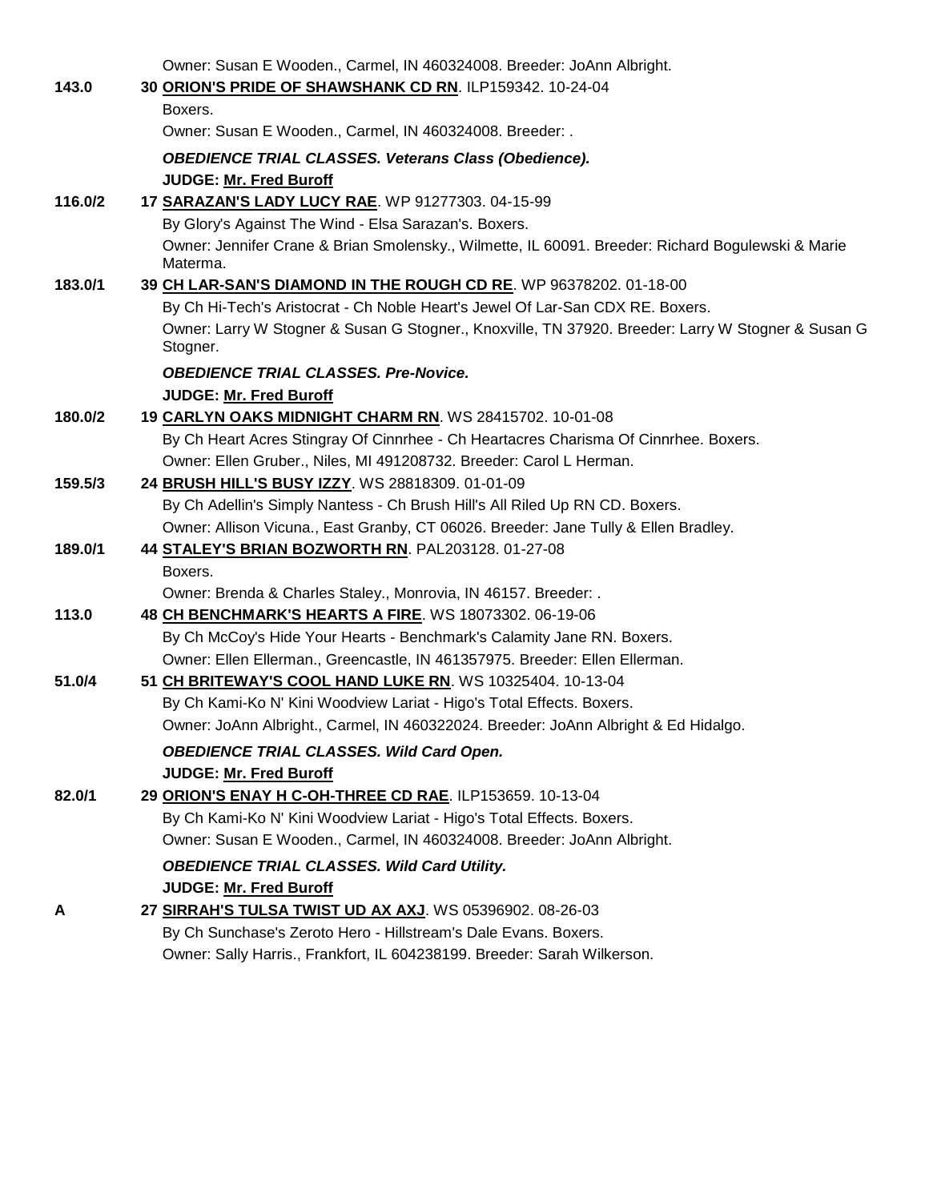Owner: Susan E Wooden., Carmel, IN 460324008. Breeder: JoAnn Albright.

**143.0** **30 ORION'S PRIDE OF SHAWSHANK CD RN**. ILP159342. 10-24-04
Boxers.
Owner: Susan E Wooden., Carmel, IN 460324008. Breeder: .

***OBEDIENCE TRIAL CLASSES. Veterans Class (Obedience).***

**JUDGE: Mr. Fred Buroff**

**116.0/2** **17 SARAZAN'S LADY LUCY RAE**. WP 91277303. 04-15-99
By Glory's Against The Wind - Elsa Sarazan's. Boxers.
Owner: Jennifer Crane & Brian Smolensky., Wilmette, IL 60091. Breeder: Richard Bogulewski & Marie Materma.

**183.0/1** **39 CH LAR-SAN'S DIAMOND IN THE ROUGH CD RE**. WP 96378202. 01-18-00
By Ch Hi-Tech's Aristocrat - Ch Noble Heart's Jewel Of Lar-San CDX RE. Boxers.
Owner: Larry W Stogner & Susan G Stogner., Knoxville, TN 37920. Breeder: Larry W Stogner & Susan G Stogner.

***OBEDIENCE TRIAL CLASSES. Pre-Novice.***

**JUDGE: Mr. Fred Buroff**

**180.0/2** **19 CARLYN OAKS MIDNIGHT CHARM RN**. WS 28415702. 10-01-08
By Ch Heart Acres Stingray Of Cinnrhee - Ch Heartacres Charisma Of Cinnrhee. Boxers.
Owner: Ellen Gruber., Niles, MI 491208732. Breeder: Carol L Herman.

**159.5/3** **24 BRUSH HILL'S BUSY IZZY**. WS 28818309. 01-01-09
By Ch Adellin's Simply Nantess - Ch Brush Hill's All Riled Up RN CD. Boxers.
Owner: Allison Vicuna., East Granby, CT 06026. Breeder: Jane Tully & Ellen Bradley.

**189.0/1** **44 STALEY'S BRIAN BOZWORTH RN**. PAL203128. 01-27-08
Boxers.
Owner: Brenda & Charles Staley., Monrovia, IN 46157. Breeder: .

**113.0** **48 CH BENCHMARK'S HEARTS A FIRE**. WS 18073302. 06-19-06
By Ch McCoy's Hide Your Hearts - Benchmark's Calamity Jane RN. Boxers.
Owner: Ellen Ellerman., Greencastle, IN 461357975. Breeder: Ellen Ellerman.

**51.0/4** **51 CH BRITEWAY'S COOL HAND LUKE RN**. WS 10325404. 10-13-04
By Ch Kami-Ko N' Kini Woodview Lariat - Higo's Total Effects. Boxers.
Owner: JoAnn Albright., Carmel, IN 460322024. Breeder: JoAnn Albright & Ed Hidalgo.

***OBEDIENCE TRIAL CLASSES. Wild Card Open.***

**JUDGE: Mr. Fred Buroff**

**82.0/1** **29 ORION'S ENAY H C-OH-THREE CD RAE**. ILP153659. 10-13-04
By Ch Kami-Ko N' Kini Woodview Lariat - Higo's Total Effects. Boxers.
Owner: Susan E Wooden., Carmel, IN 460324008. Breeder: JoAnn Albright.

***OBEDIENCE TRIAL CLASSES. Wild Card Utility.***

**JUDGE: Mr. Fred Buroff**

**A** **27 SIRRAH'S TULSA TWIST UD AX AXJ**. WS 05396902. 08-26-03
By Ch Sunchase's Zeroto Hero - Hillstream's Dale Evans. Boxers.
Owner: Sally Harris., Frankfort, IL 604238199. Breeder: Sarah Wilkerson.